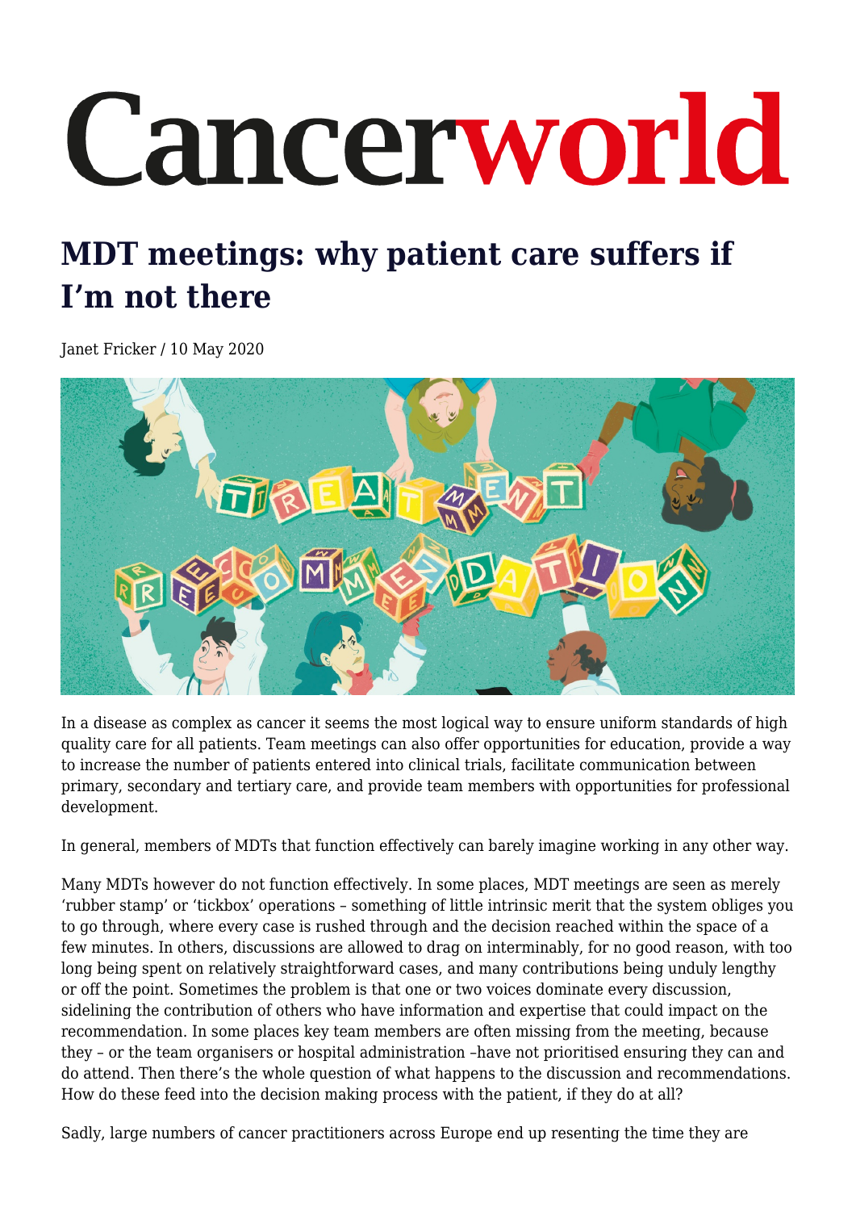# Cancerworld

## MDT meetings: why patient care suffers if I'm not there

Janet Fricker / 10 May 2020

In a disease as complex as cancer it seems the most logical way to ensure uniform standards of high quality care for all patients. Team meetings can also offer opportunities for education, provide a way to increase the number of patients entered into clinical trials, facilitate communication between primary, secondary and tertiary care, and provide team members with opportunities for professional development.

In general, members of MDTs that function effectively can barely imagine working in any other way.

Many MDTs however do not function effectively. In some places, MDT meetings are seen as merely 'rubber stamp' or 'tickbox' operations – something of little intrinsic merit that the system obliges you to go through, where every case is rushed through and the decision reached within the space of a few minutes. In others, discussions are allowed to drag on interminably, for no good reason, with too long being spent on relatively straightforward cases, and many contributions being unduly lengthy or off the point. Sometimes the problem is that one or two voices dominate every discussion, sidelining the contribution of others who have information and expertise that could impact on the recommendation. In some places key team members are often missing from the meeting, because they – or the team organisers or hospital administration –have not prioritised ensuring they can and do attend. Then there's the whole question of what happens to the discussion and recommendations. How do these feed into the decision making process with the patient, if they do at all?

Sadly, large numbers of cancer practitioners across Europe end up resenting the time they are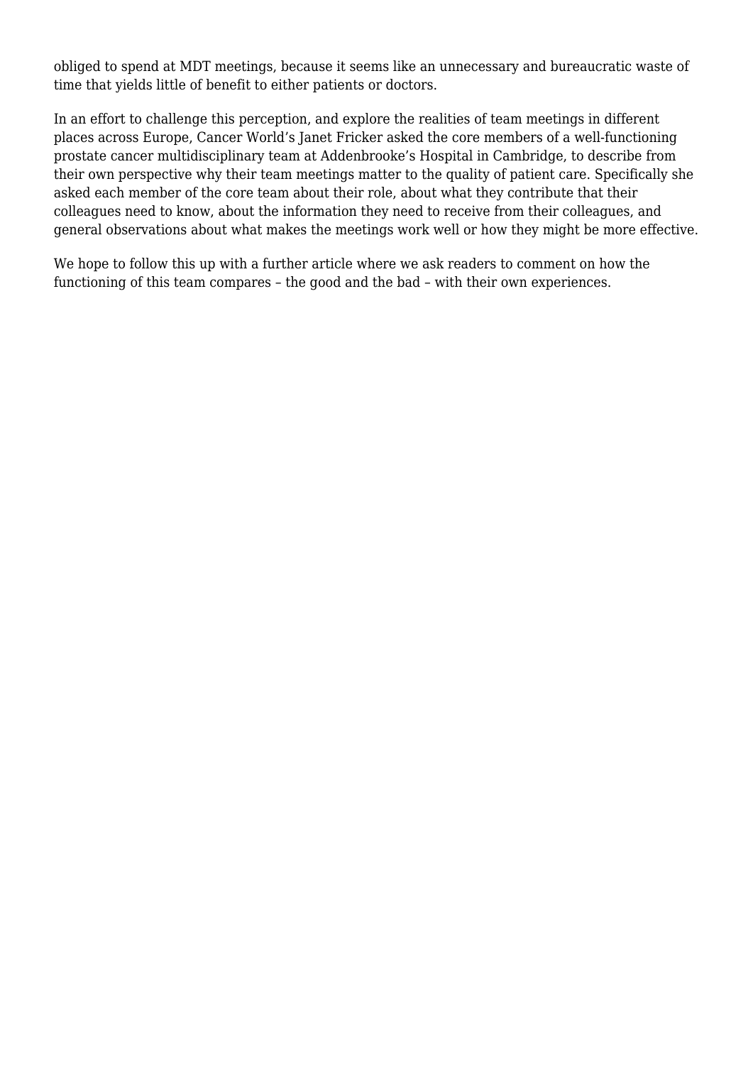obliged to spend at MDT meetings, because it seems like an unnecessary and bureaucratic waste of time that yields little of benefit to either patients or doctors.

In an effort to challenge this perception, and explore the realities of team meetings in different places across Europe, Cancer World's Janet Fricker asked the core members of a well-functioning prostate cancer multidisciplinary team at Addenbrooke's Hospital in Cambridge, to describe from their own perspective why their team meetings matter to the quality of patient care. Specifically she asked each member of the core team about their role, about what they contribute that their colleagues need to know, about the information they need to receive from their colleagues, and general observations about what makes the meetings work well or how they might be more effective.

We hope to follow this up with a further article where we ask readers to comment on how the functioning of this team compares – the good and the bad – with their own experiences.